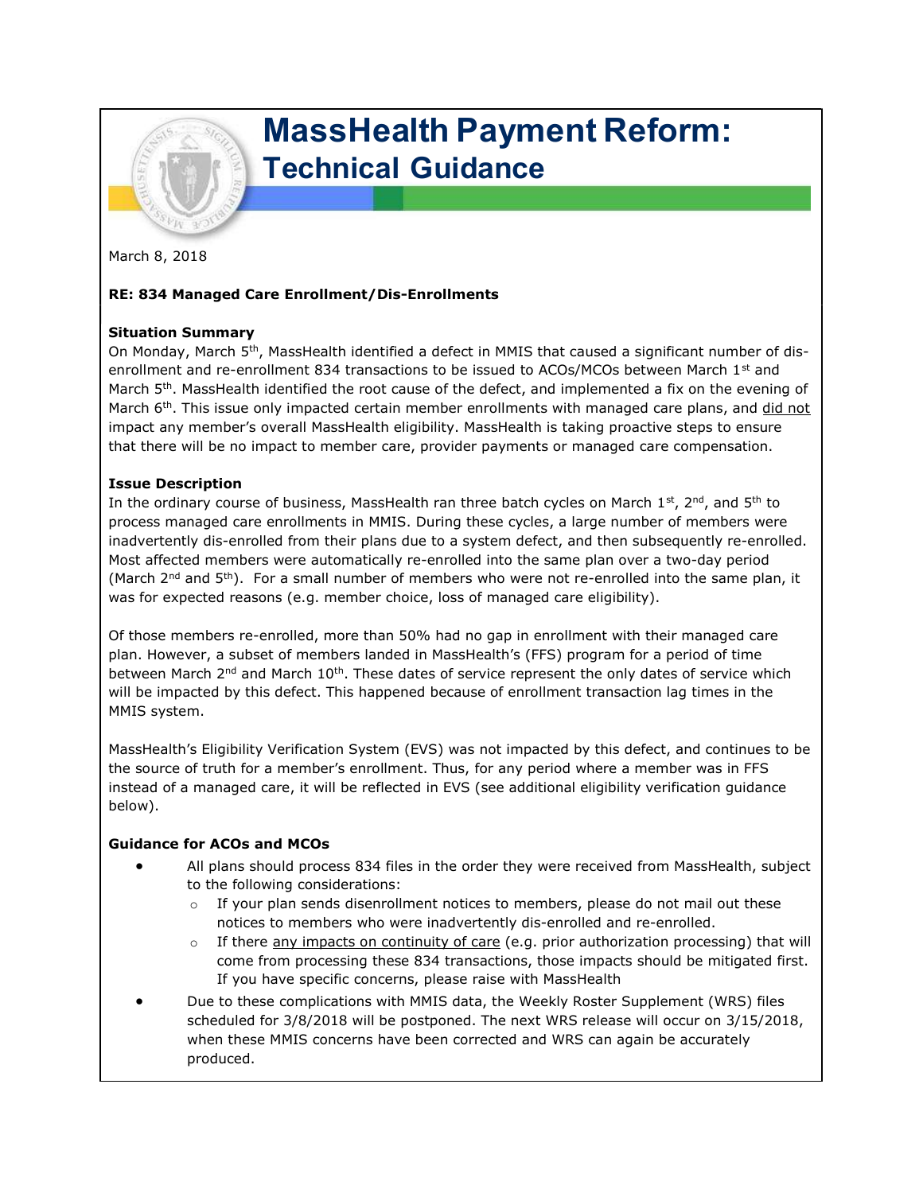# MassHealth Payment Reform: Technical Guidance

March 8, 2018

**RE: 834 Managed Care Enrollment/Dis-Enrollments**

**Situation Summary**

On Monday, March 5th, MassHealth identified a defect in MMIS that caused a significant number of dis-enrollment and re-enrollment 834 transactions to be issued to ACOs/MCOs between March 1st and March 5th. MassHealth identified the root cause of the defect, and implemented a fix on the evening of March 6th. This issue only impacted certain member enrollments with managed care plans, and did not impact any member's overall MassHealth eligibility. MassHealth is taking proactive steps to ensure that there will be no impact to member care, provider payments or managed care compensation.

**Issue Description**

In the ordinary course of business, MassHealth ran three batch cycles on March 1st, 2nd, and 5th to process managed care enrollments in MMIS. During these cycles, a large number of members were inadvertently dis-enrolled from their plans due to a system defect, and then subsequently re-enrolled. Most affected members were automatically re-enrolled into the same plan over a two-day period (March 2nd and 5th). For a small number of members who were not re-enrolled into the same plan, it was for expected reasons (e.g. member choice, loss of managed care eligibility).

Of those members re-enrolled, more than 50% had no gap in enrollment with their managed care plan. However, a subset of members landed in MassHealth's (FFS) program for a period of time between March 2nd and March 10th. These dates of service represent the only dates of service which will be impacted by this defect. This happened because of enrollment transaction lag times in the MMIS system.

MassHealth's Eligibility Verification System (EVS) was not impacted by this defect, and continues to be the source of truth for a member's enrollment. Thus, for any period where a member was in FFS instead of a managed care, it will be reflected in EVS (see additional eligibility verification guidance below).

**Guidance for ACOs and MCOs**

- All plans should process 834 files in the order they were received from MassHealth, subject to the following considerations:
  - If your plan sends disenrollment notices to members, please do not mail out these notices to members who were inadvertently dis-enrolled and re-enrolled.
  - If there any impacts on continuity of care (e.g. prior authorization processing) that will come from processing these 834 transactions, those impacts should be mitigated first. If you have specific concerns, please raise with MassHealth
- Due to these complications with MMIS data, the Weekly Roster Supplement (WRS) files scheduled for 3/8/2018 will be postponed. The next WRS release will occur on 3/15/2018, when these MMIS concerns have been corrected and WRS can again be accurately produced.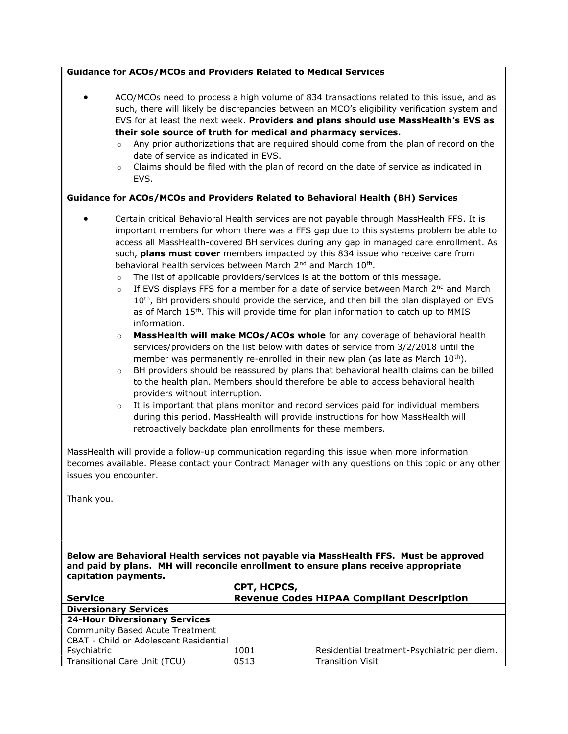**Guidance for ACOs/MCOs and Providers Related to Medical Services**

- ACO/MCOs need to process a high volume of 834 transactions related to this issue, and as such, there will likely be discrepancies between an MCO's eligibility verification system and EVS for at least the next week. **Providers and plans should use MassHealth's EVS as their sole source of truth for medical and pharmacy services.**
  - Any prior authorizations that are required should come from the plan of record on the date of service as indicated in EVS.
  - Claims should be filed with the plan of record on the date of service as indicated in EVS.

**Guidance for ACOs/MCOs and Providers Related to Behavioral Health (BH) Services**

- Certain critical Behavioral Health services are not payable through MassHealth FFS. It is important members for whom there was a FFS gap due to this systems problem be able to access all MassHealth-covered BH services during any gap in managed care enrollment. As such, **plans must cover** members impacted by this 834 issue who receive care from behavioral health services between March 2nd and March 10th.
  - The list of applicable providers/services is at the bottom of this message.
  - If EVS displays FFS for a member for a date of service between March 2nd and March 10th, BH providers should provide the service, and then bill the plan displayed on EVS as of March 15th. This will provide time for plan information to catch up to MMIS information.
  - **MassHealth will make MCOs/ACOs whole** for any coverage of behavioral health services/providers on the list below with dates of service from 3/2/2018 until the member was permanently re-enrolled in their new plan (as late as March 10th).
  - BH providers should be reassured by plans that behavioral health claims can be billed to the health plan. Members should therefore be able to access behavioral health providers without interruption.
  - It is important that plans monitor and record services paid for individual members during this period. MassHealth will provide instructions for how MassHealth will retroactively backdate plan enrollments for these members.

MassHealth will provide a follow-up communication regarding this issue when more information becomes available. Please contact your Contract Manager with any questions on this topic or any other issues you encounter.

Thank you.

**Below are Behavioral Health services not payable via MassHealth FFS. Must be approved and paid by plans. MH will reconcile enrollment to ensure plans receive appropriate capitation payments.**

| Service | CPT, HCPCS, Revenue Codes | HIPAA Compliant Description |
|---|---|---|
| **Diversionary Services** | | |
| **24-Hour Diversionary Services** | | |
| Community Based Acute Treatment CBAT - Child or Adolescent Residential Psychiatric | 1001 | Residential treatment-Psychiatric per diem. |
| Transitional Care Unit (TCU) | 0513 | Transition Visit |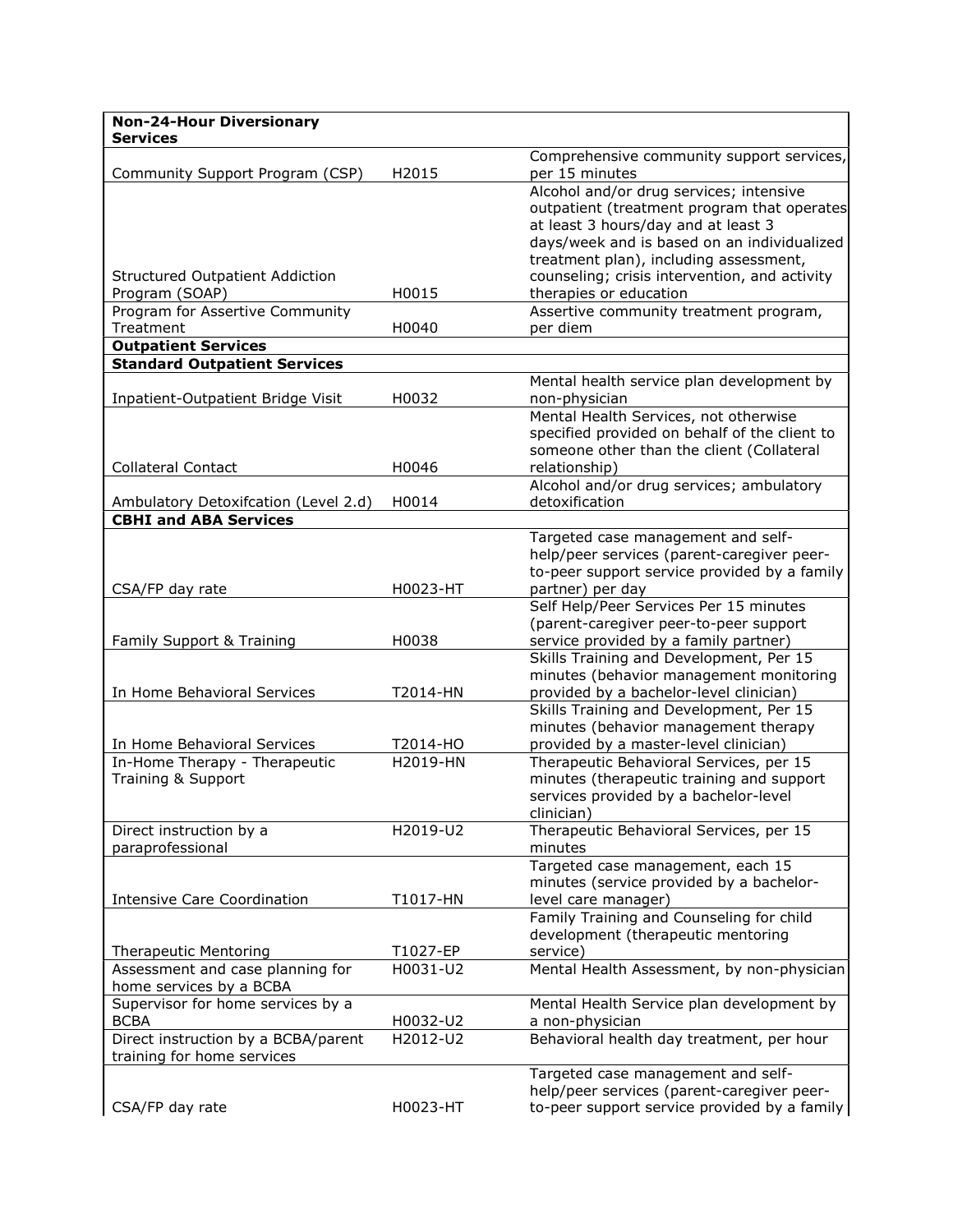| **Non-24-Hour Diversionary Services** | | |
|---|---|---|
| Community Support Program (CSP) | H2015 | Comprehensive community support services, per 15 minutes |
| Structured Outpatient Addiction Program (SOAP) | H0015 | Alcohol and/or drug services; intensive outpatient (treatment program that operates at least 3 hours/day and at least 3 days/week and is based on an individualized treatment plan), including assessment, counseling; crisis intervention, and activity therapies or education |
| Program for Assertive Community Treatment | H0040 | Assertive community treatment program, per diem |
| **Outpatient Services** | | |
| **Standard Outpatient Services** | | |
| Inpatient-Outpatient Bridge Visit | H0032 | Mental health service plan development by non-physician |
| Collateral Contact | H0046 | Mental Health Services, not otherwise specified provided on behalf of the client to someone other than the client (Collateral relationship) |
| Ambulatory Detoxifcation (Level 2.d) | H0014 | Alcohol and/or drug services; ambulatory detoxification |
| **CBHI and ABA Services** | | |
| CSA/FP day rate | H0023-HT | Targeted case management and self-help/peer services (parent-caregiver peer-to-peer support service provided by a family partner) per day |
| Family Support & Training | H0038 | Self Help/Peer Services Per 15 minutes (parent-caregiver peer-to-peer support service provided by a family partner) |
| In Home Behavioral Services | T2014-HN | Skills Training and Development, Per 15 minutes (behavior management monitoring provided by a bachelor-level clinician) |
| In Home Behavioral Services | T2014-HO | Skills Training and Development, Per 15 minutes (behavior management therapy provided by a master-level clinician) |
| In-Home Therapy - Therapeutic Training & Support | H2019-HN | Therapeutic Behavioral Services, per 15 minutes (therapeutic training and support services provided by a bachelor-level clinician) |
| Direct instruction by a paraprofessional | H2019-U2 | Therapeutic Behavioral Services, per 15 minutes |
| Intensive Care Coordination | T1017-HN | Targeted case management, each 15 minutes (service provided by a bachelor-level care manager) |
| Therapeutic Mentoring | T1027-EP | Family Training and Counseling for child development (therapeutic mentoring service) |
| Assessment and case planning for home services by a BCBA | H0031-U2 | Mental Health Assessment, by non-physician |
| Supervisor for home services by a BCBA | H0032-U2 | Mental Health Service plan development by a non-physician |
| Direct instruction by a BCBA/parent training for home services | H2012-U2 | Behavioral health day treatment, per hour |
| CSA/FP day rate | H0023-HT | Targeted case management and self-help/peer services (parent-caregiver peer-to-peer support service provided by a family |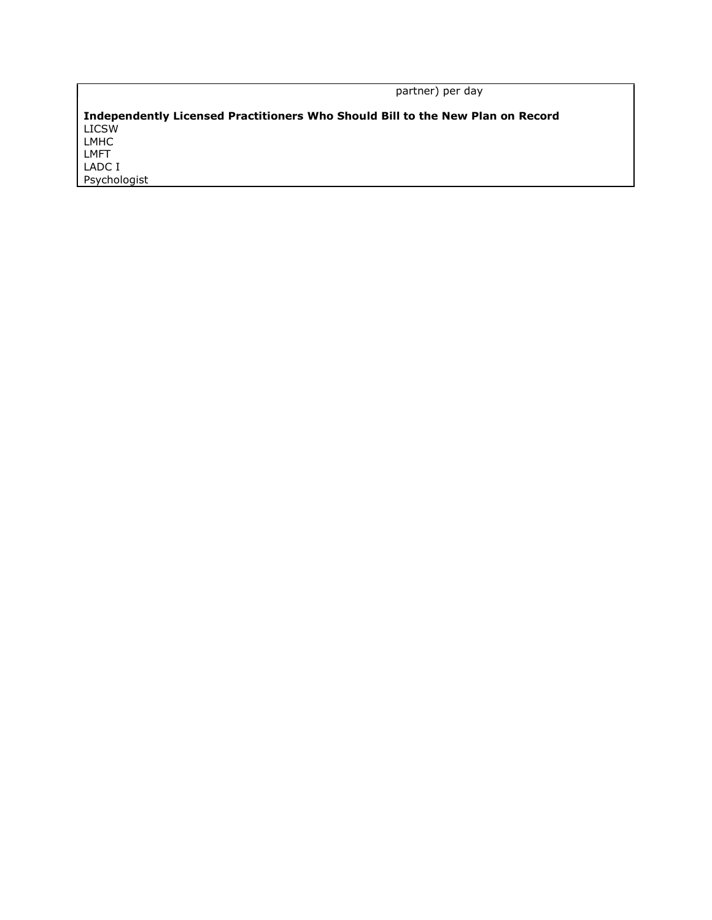| | |
|---|---|
| | partner) per day |

**Independently Licensed Practitioners Who Should Bill to the New Plan on Record**

LICSW
LMHC
LMFT
LADC I
Psychologist